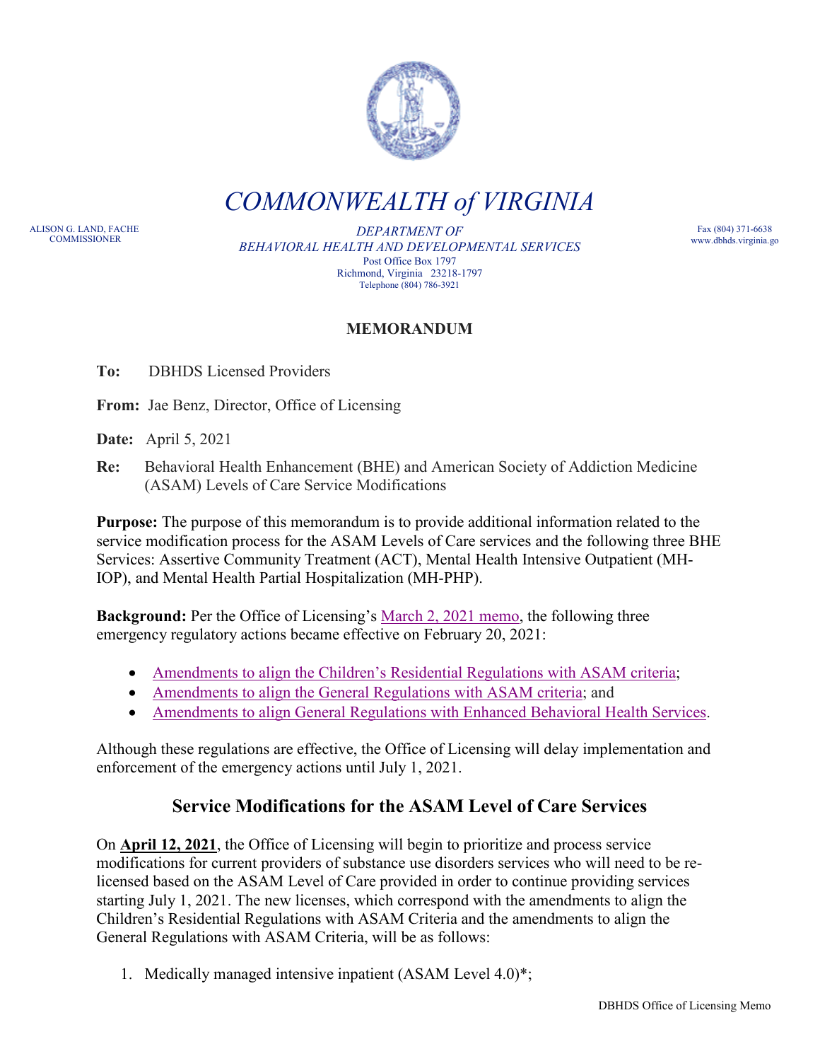# COMMONWEALTH of VIRGINIA

ALISON G. LAND, FACHE
COMMISSIONER

*DEPARTMENT OF*
*BEHAVIORAL HEALTH AND DEVELOPMENTAL SERVICES*
Post Office Box 1797
Richmond, Virginia 23218-1797
Telephone (804) 786-3921

Fax (804) 371-6638
www.dbhds.virginia.go

## MEMORANDUM

**To:** DBHDS Licensed Providers

**From:** Jae Benz, Director, Office of Licensing

**Date:** April 5, 2021

**Re:** Behavioral Health Enhancement (BHE) and American Society of Addiction Medicine (ASAM) Levels of Care Service Modifications

**Purpose:** The purpose of this memorandum is to provide additional information related to the service modification process for the ASAM Levels of Care services and the following three BHE Services: Assertive Community Treatment (ACT), Mental Health Intensive Outpatient (MH-IOP), and Mental Health Partial Hospitalization (MH-PHP).

**Background:** Per the Office of Licensing's March 2, 2021 memo, the following three emergency regulatory actions became effective on February 20, 2021:

- Amendments to align the Children's Residential Regulations with ASAM criteria;
- Amendments to align the General Regulations with ASAM criteria; and
- Amendments to align General Regulations with Enhanced Behavioral Health Services.

Although these regulations are effective, the Office of Licensing will delay implementation and enforcement of the emergency actions until July 1, 2021.

## Service Modifications for the ASAM Level of Care Services

On **April 12, 2021**, the Office of Licensing will begin to prioritize and process service modifications for current providers of substance use disorders services who will need to be re-licensed based on the ASAM Level of Care provided in order to continue providing services starting July 1, 2021. The new licenses, which correspond with the amendments to align the Children's Residential Regulations with ASAM Criteria and the amendments to align the General Regulations with ASAM Criteria, will be as follows:

1. Medically managed intensive inpatient (ASAM Level 4.0)*;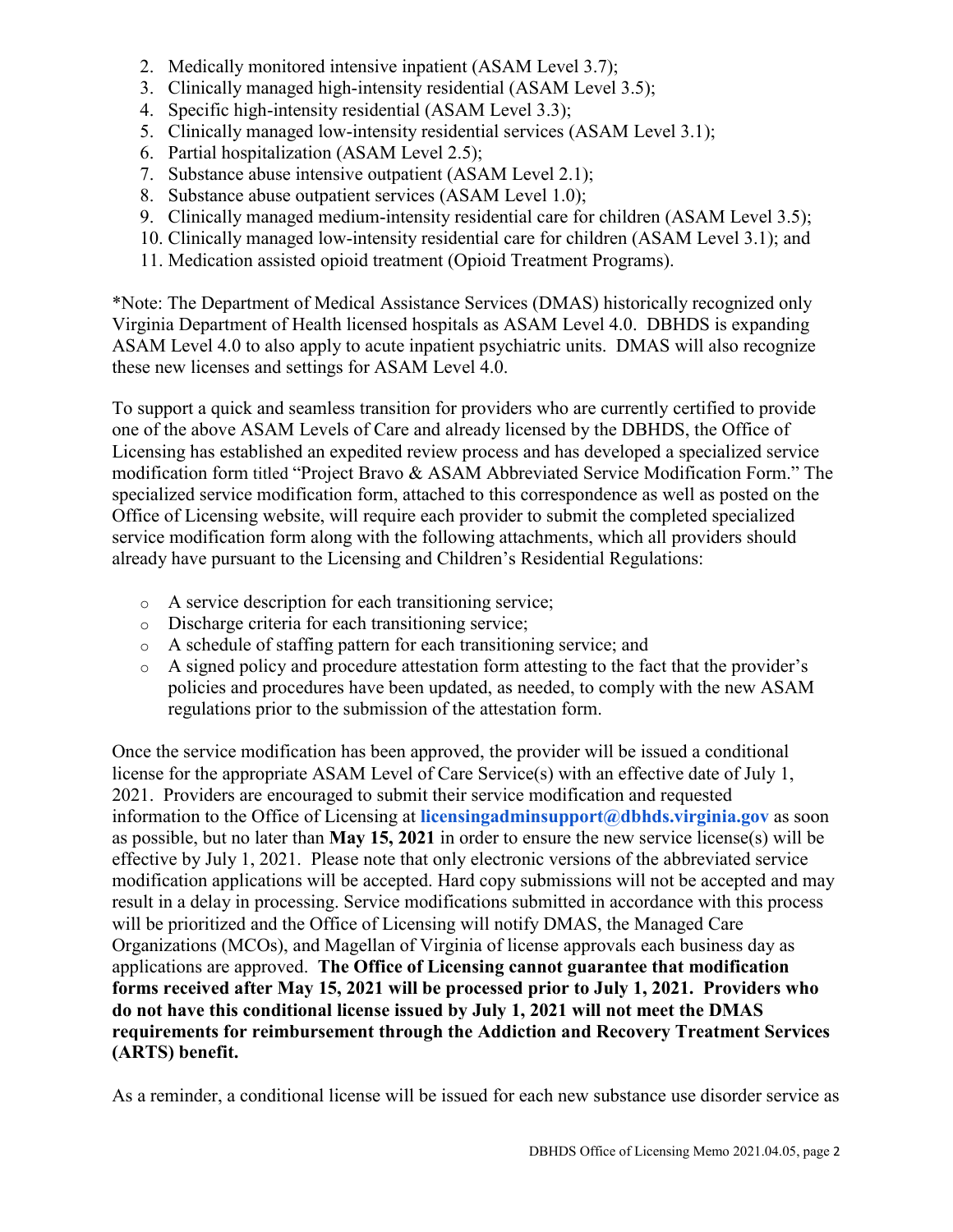2. Medically monitored intensive inpatient (ASAM Level 3.7);
3. Clinically managed high-intensity residential (ASAM Level 3.5);
4. Specific high-intensity residential (ASAM Level 3.3);
5. Clinically managed low-intensity residential services (ASAM Level 3.1);
6. Partial hospitalization (ASAM Level 2.5);
7. Substance abuse intensive outpatient (ASAM Level 2.1);
8. Substance abuse outpatient services (ASAM Level 1.0);
9. Clinically managed medium-intensity residential care for children (ASAM Level 3.5);
10. Clinically managed low-intensity residential care for children (ASAM Level 3.1); and
11. Medication assisted opioid treatment (Opioid Treatment Programs).

*Note: The Department of Medical Assistance Services (DMAS) historically recognized only Virginia Department of Health licensed hospitals as ASAM Level 4.0. DBHDS is expanding ASAM Level 4.0 to also apply to acute inpatient psychiatric units. DMAS will also recognize these new licenses and settings for ASAM Level 4.0.

To support a quick and seamless transition for providers who are currently certified to provide one of the above ASAM Levels of Care and already licensed by the DBHDS, the Office of Licensing has established an expedited review process and has developed a specialized service modification form titled "Project Bravo & ASAM Abbreviated Service Modification Form." The specialized service modification form, attached to this correspondence as well as posted on the Office of Licensing website, will require each provider to submit the completed specialized service modification form along with the following attachments, which all providers should already have pursuant to the Licensing and Children's Residential Regulations:

- A service description for each transitioning service;
- Discharge criteria for each transitioning service;
- A schedule of staffing pattern for each transitioning service; and
- A signed policy and procedure attestation form attesting to the fact that the provider's policies and procedures have been updated, as needed, to comply with the new ASAM regulations prior to the submission of the attestation form.

Once the service modification has been approved, the provider will be issued a conditional license for the appropriate ASAM Level of Care Service(s) with an effective date of July 1, 2021. Providers are encouraged to submit their service modification and requested information to the Office of Licensing at **licensingadminsupport@dbhds.virginia.gov** as soon as possible, but no later than **May 15, 2021** in order to ensure the new service license(s) will be effective by July 1, 2021. Please note that only electronic versions of the abbreviated service modification applications will be accepted. Hard copy submissions will not be accepted and may result in a delay in processing. Service modifications submitted in accordance with this process will be prioritized and the Office of Licensing will notify DMAS, the Managed Care Organizations (MCOs), and Magellan of Virginia of license approvals each business day as applications are approved. **The Office of Licensing cannot guarantee that modification forms received after May 15, 2021 will be processed prior to July 1, 2021. Providers who do not have this conditional license issued by July 1, 2021 will not meet the DMAS requirements for reimbursement through the Addiction and Recovery Treatment Services (ARTS) benefit.**

As a reminder, a conditional license will be issued for each new substance use disorder service as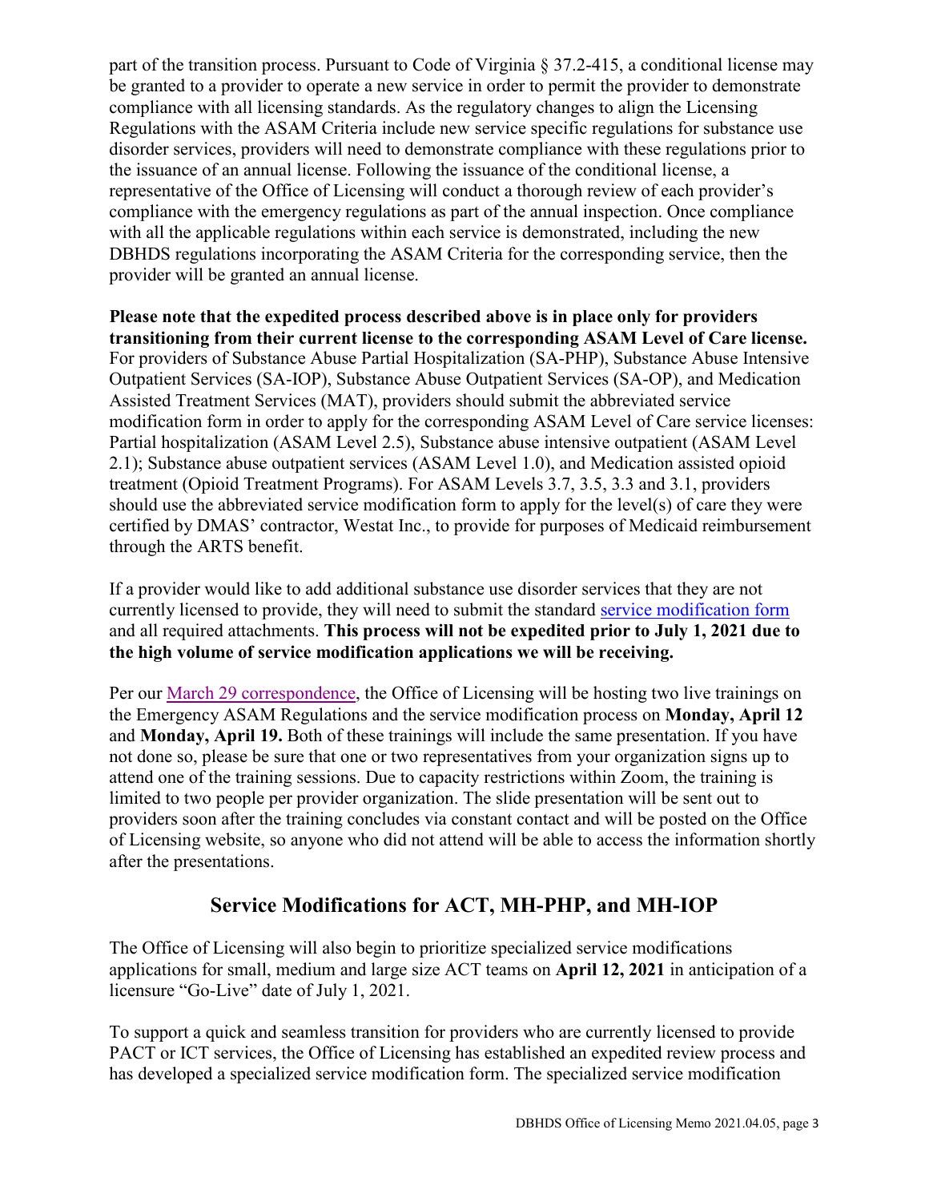part of the transition process. Pursuant to Code of Virginia § 37.2-415, a conditional license may be granted to a provider to operate a new service in order to permit the provider to demonstrate compliance with all licensing standards. As the regulatory changes to align the Licensing Regulations with the ASAM Criteria include new service specific regulations for substance use disorder services, providers will need to demonstrate compliance with these regulations prior to the issuance of an annual license. Following the issuance of the conditional license, a representative of the Office of Licensing will conduct a thorough review of each provider's compliance with the emergency regulations as part of the annual inspection. Once compliance with all the applicable regulations within each service is demonstrated, including the new DBHDS regulations incorporating the ASAM Criteria for the corresponding service, then the provider will be granted an annual license.

**Please note that the expedited process described above is in place only for providers transitioning from their current license to the corresponding ASAM Level of Care license.** For providers of Substance Abuse Partial Hospitalization (SA-PHP), Substance Abuse Intensive Outpatient Services (SA-IOP), Substance Abuse Outpatient Services (SA-OP), and Medication Assisted Treatment Services (MAT), providers should submit the abbreviated service modification form in order to apply for the corresponding ASAM Level of Care service licenses: Partial hospitalization (ASAM Level 2.5), Substance abuse intensive outpatient (ASAM Level 2.1); Substance abuse outpatient services (ASAM Level 1.0), and Medication assisted opioid treatment (Opioid Treatment Programs). For ASAM Levels 3.7, 3.5, 3.3 and 3.1, providers should use the abbreviated service modification form to apply for the level(s) of care they were certified by DMAS' contractor, Westat Inc., to provide for purposes of Medicaid reimbursement through the ARTS benefit.

If a provider would like to add additional substance use disorder services that they are not currently licensed to provide, they will need to submit the standard service modification form and all required attachments. **This process will not be expedited prior to July 1, 2021 due to the high volume of service modification applications we will be receiving.**

Per our March 29 correspondence, the Office of Licensing will be hosting two live trainings on the Emergency ASAM Regulations and the service modification process on **Monday, April 12** and **Monday, April 19.** Both of these trainings will include the same presentation. If you have not done so, please be sure that one or two representatives from your organization signs up to attend one of the training sessions. Due to capacity restrictions within Zoom, the training is limited to two people per provider organization. The slide presentation will be sent out to providers soon after the training concludes via constant contact and will be posted on the Office of Licensing website, so anyone who did not attend will be able to access the information shortly after the presentations.

## Service Modifications for ACT, MH-PHP, and MH-IOP

The Office of Licensing will also begin to prioritize specialized service modifications applications for small, medium and large size ACT teams on **April 12, 2021** in anticipation of a licensure "Go-Live" date of July 1, 2021.

To support a quick and seamless transition for providers who are currently licensed to provide PACT or ICT services, the Office of Licensing has established an expedited review process and has developed a specialized service modification form. The specialized service modification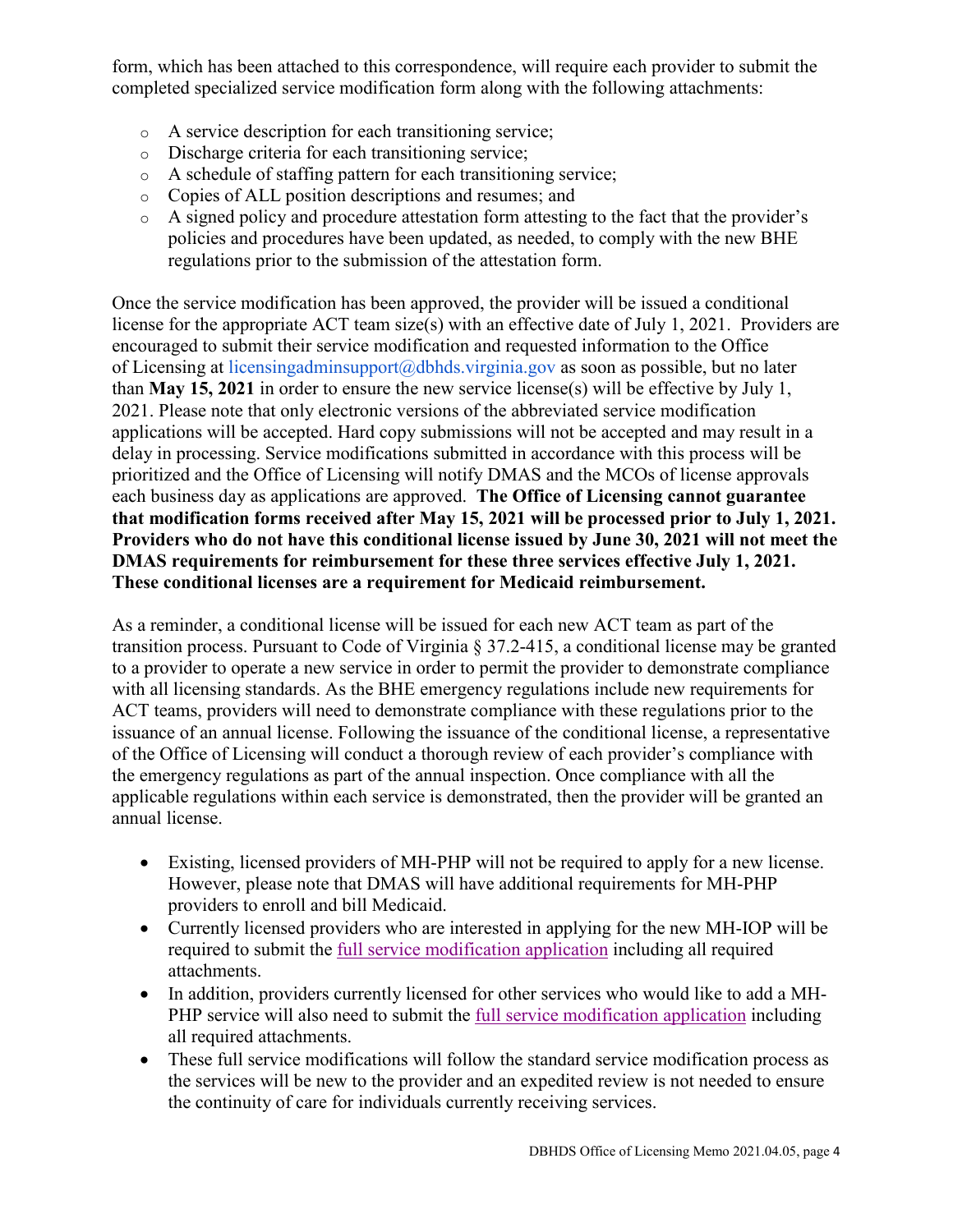form, which has been attached to this correspondence, will require each provider to submit the completed specialized service modification form along with the following attachments:

- A service description for each transitioning service;
- Discharge criteria for each transitioning service;
- A schedule of staffing pattern for each transitioning service;
- Copies of ALL position descriptions and resumes; and
- A signed policy and procedure attestation form attesting to the fact that the provider's policies and procedures have been updated, as needed, to comply with the new BHE regulations prior to the submission of the attestation form.

Once the service modification has been approved, the provider will be issued a conditional license for the appropriate ACT team size(s) with an effective date of July 1, 2021. Providers are encouraged to submit their service modification and requested information to the Office of Licensing at licensingadminsupport@dbhds.virginia.gov as soon as possible, but no later than **May 15, 2021** in order to ensure the new service license(s) will be effective by July 1, 2021. Please note that only electronic versions of the abbreviated service modification applications will be accepted. Hard copy submissions will not be accepted and may result in a delay in processing. Service modifications submitted in accordance with this process will be prioritized and the Office of Licensing will notify DMAS and the MCOs of license approvals each business day as applications are approved. **The Office of Licensing cannot guarantee that modification forms received after May 15, 2021 will be processed prior to July 1, 2021. Providers who do not have this conditional license issued by June 30, 2021 will not meet the DMAS requirements for reimbursement for these three services effective July 1, 2021. These conditional licenses are a requirement for Medicaid reimbursement.**

As a reminder, a conditional license will be issued for each new ACT team as part of the transition process. Pursuant to Code of Virginia § 37.2-415, a conditional license may be granted to a provider to operate a new service in order to permit the provider to demonstrate compliance with all licensing standards. As the BHE emergency regulations include new requirements for ACT teams, providers will need to demonstrate compliance with these regulations prior to the issuance of an annual license. Following the issuance of the conditional license, a representative of the Office of Licensing will conduct a thorough review of each provider's compliance with the emergency regulations as part of the annual inspection. Once compliance with all the applicable regulations within each service is demonstrated, then the provider will be granted an annual license.

- Existing, licensed providers of MH-PHP will not be required to apply for a new license. However, please note that DMAS will have additional requirements for MH-PHP providers to enroll and bill Medicaid.
- Currently licensed providers who are interested in applying for the new MH-IOP will be required to submit the full service modification application including all required attachments.
- In addition, providers currently licensed for other services who would like to add a MH-PHP service will also need to submit the full service modification application including all required attachments.
- These full service modifications will follow the standard service modification process as the services will be new to the provider and an expedited review is not needed to ensure the continuity of care for individuals currently receiving services.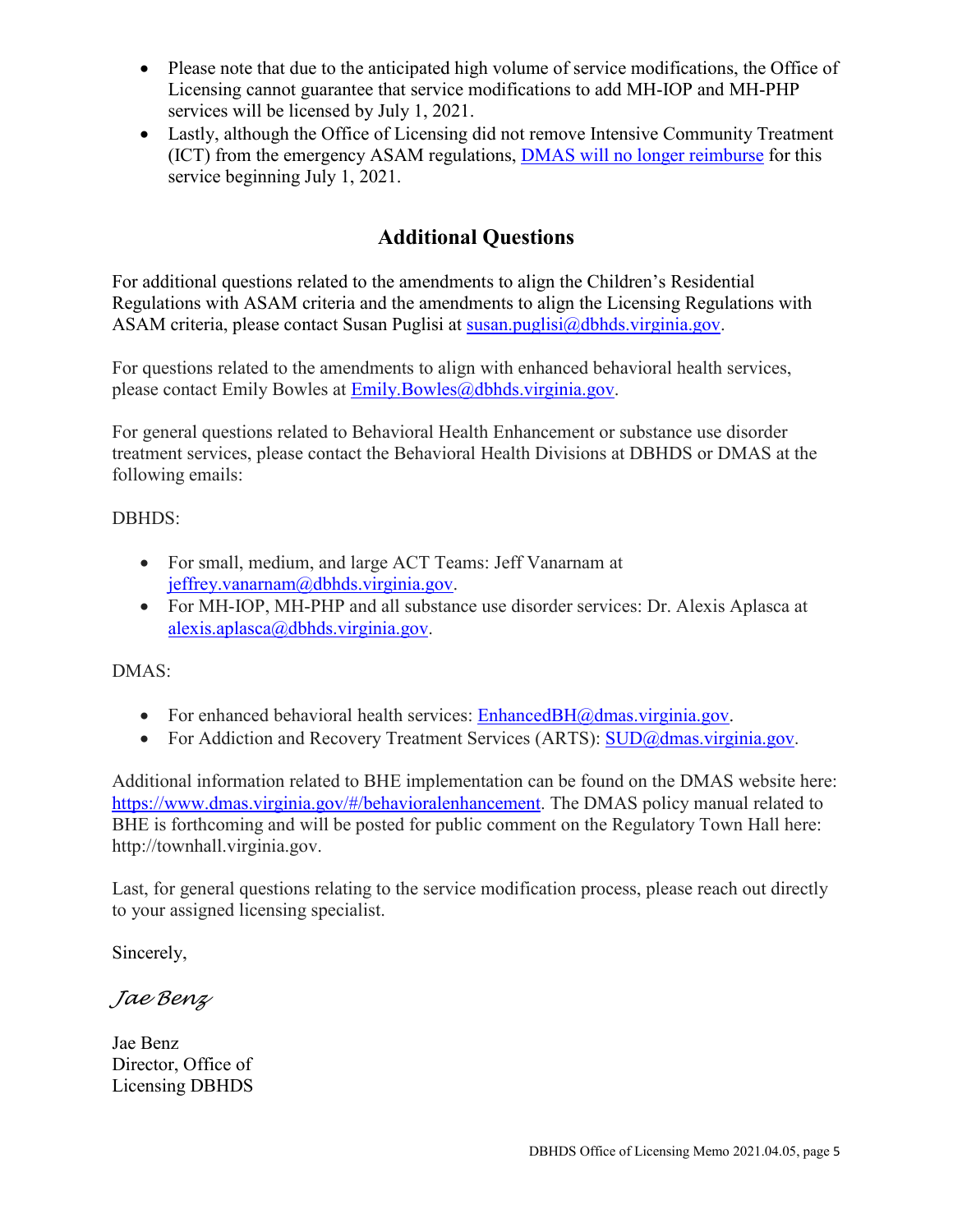- Please note that due to the anticipated high volume of service modifications, the Office of Licensing cannot guarantee that service modifications to add MH-IOP and MH-PHP services will be licensed by July 1, 2021.
- Lastly, although the Office of Licensing did not remove Intensive Community Treatment (ICT) from the emergency ASAM regulations, DMAS will no longer reimburse for this service beginning July 1, 2021.

## Additional Questions

For additional questions related to the amendments to align the Children's Residential Regulations with ASAM criteria and the amendments to align the Licensing Regulations with ASAM criteria, please contact Susan Puglisi at susan.puglisi@dbhds.virginia.gov.

For questions related to the amendments to align with enhanced behavioral health services, please contact Emily Bowles at Emily.Bowles@dbhds.virginia.gov.

For general questions related to Behavioral Health Enhancement or substance use disorder treatment services, please contact the Behavioral Health Divisions at DBHDS or DMAS at the following emails:

DBHDS:

- For small, medium, and large ACT Teams: Jeff Vanarnam at jeffrey.vanarnam@dbhds.virginia.gov.
- For MH-IOP, MH-PHP and all substance use disorder services: Dr. Alexis Aplasca at alexis.aplasca@dbhds.virginia.gov.

DMAS:

- For enhanced behavioral health services: EnhancedBH@dmas.virginia.gov.
- For Addiction and Recovery Treatment Services (ARTS): SUD@dmas.virginia.gov.

Additional information related to BHE implementation can be found on the DMAS website here: https://www.dmas.virginia.gov/#/behavioralenhancement. The DMAS policy manual related to BHE is forthcoming and will be posted for public comment on the Regulatory Town Hall here: http://townhall.virginia.gov.

Last, for general questions relating to the service modification process, please reach out directly to your assigned licensing specialist.

Sincerely,

*Jae Benz*

Jae Benz
Director, Office of Licensing DBHDS